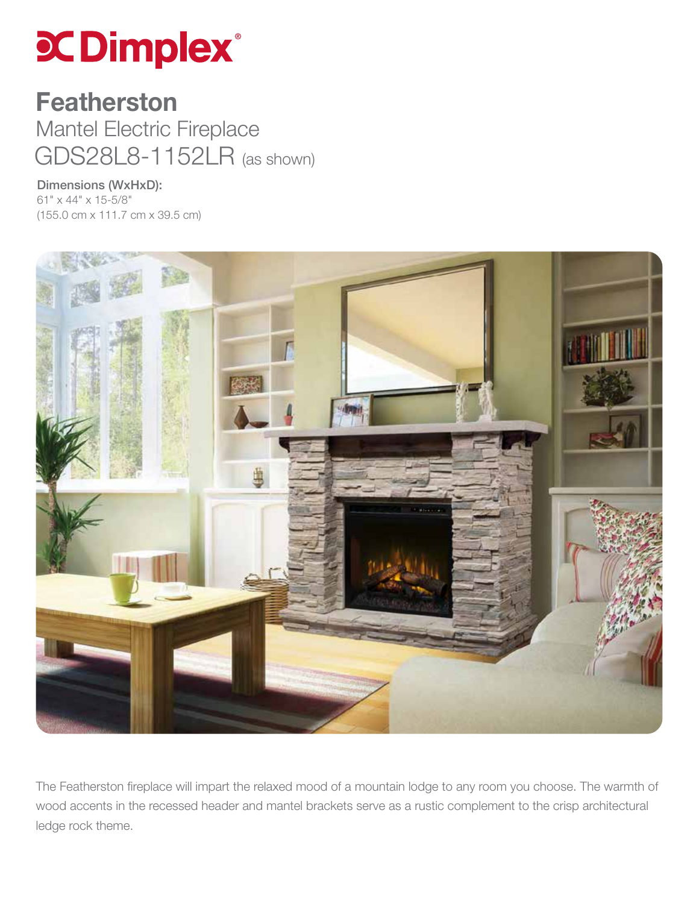# Dimplex®

## Featherston

Mantel Electric Fireplace

GDS28L8-1152LR (as shown)

**Dimensions (WxHxD):**
61" x 44" x 15-5/8"
(155.0 cm x 111.7 cm x 39.5 cm)

The Featherston fireplace will impart the relaxed mood of a mountain lodge to any room you choose. The warmth of wood accents in the recessed header and mantel brackets serve as a rustic complement to the crisp architectural ledge rock theme.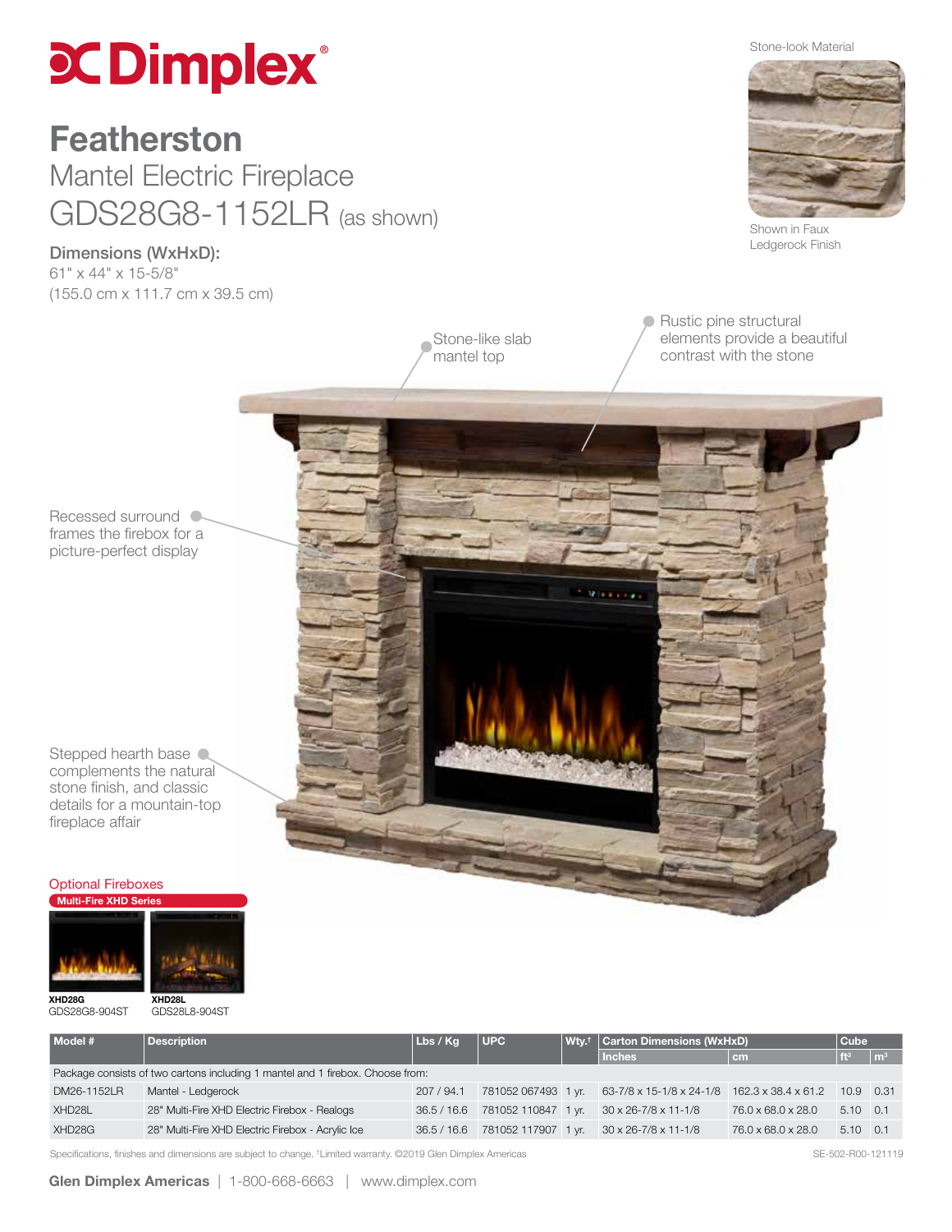# Dimplex®

## Featherston

Mantel Electric Fireplace

GDS28G8-1152LR (as shown)

**Dimensions (WxHxD):**

61" x 44" x 15-5/8"
(155.0 cm x 111.7 cm x 39.5 cm)

Stone-look Material

Shown in Faux Ledgerock Finish

Stone-like slab mantel top

Rustic pine structural elements provide a beautiful contrast with the stone

Recessed surround frames the firebox for a picture-perfect display

Stepped hearth base complements the natural stone finish, and classic details for a mountain-top fireplace affair

Optional Fireboxes

**Multi-Fire XHD Series**

**XHD28G**
GDS28G8-904ST

**XHD28L**
GDS28L8-904ST

| Model # | Description | Lbs / Kg | UPC | Wty.† | Carton Dimensions (WxHxD) | | Cube | |
|---|---|---|---|---|---|---|---|---|
| | | | | | Inches | cm | $ft^3$ | $m^3$ |
| Package consists of two cartons including 1 mantel and 1 firebox. Choose from: | | | | | | | | |
| DM26-1152LR | Mantel - Ledgerock | 207 / 94.1 | 781052 067493 | 1 yr. | 63-7/8 x 15-1/8 x 24-1/8 | 162.3 x 38.4 x 61.2 | 10.9 | 0.31 |
| XHD28L | 28" Multi-Fire XHD Electric Firebox - Realogs | 36.5 / 16.6 | 781052 110847 | 1 yr. | 30 x 26-7/8 x 11-1/8 | 76.0 x 68.0 x 28.0 | 5.10 | 0.1 |
| XHD28G | 28" Multi-Fire XHD Electric Firebox - Acrylic Ice | 36.5 / 16.6 | 781052 117907 | 1 yr. | 30 x 26-7/8 x 11-1/8 | 76.0 x 68.0 x 28.0 | 5.10 | 0.1 |

Specifications, finishes and dimensions are subject to change. †Limited warranty. ©2019 Glen Dimplex Americas

SE-502-R00-121119

**Glen Dimplex Americas** | 1-800-668-6663 | www.dimplex.com